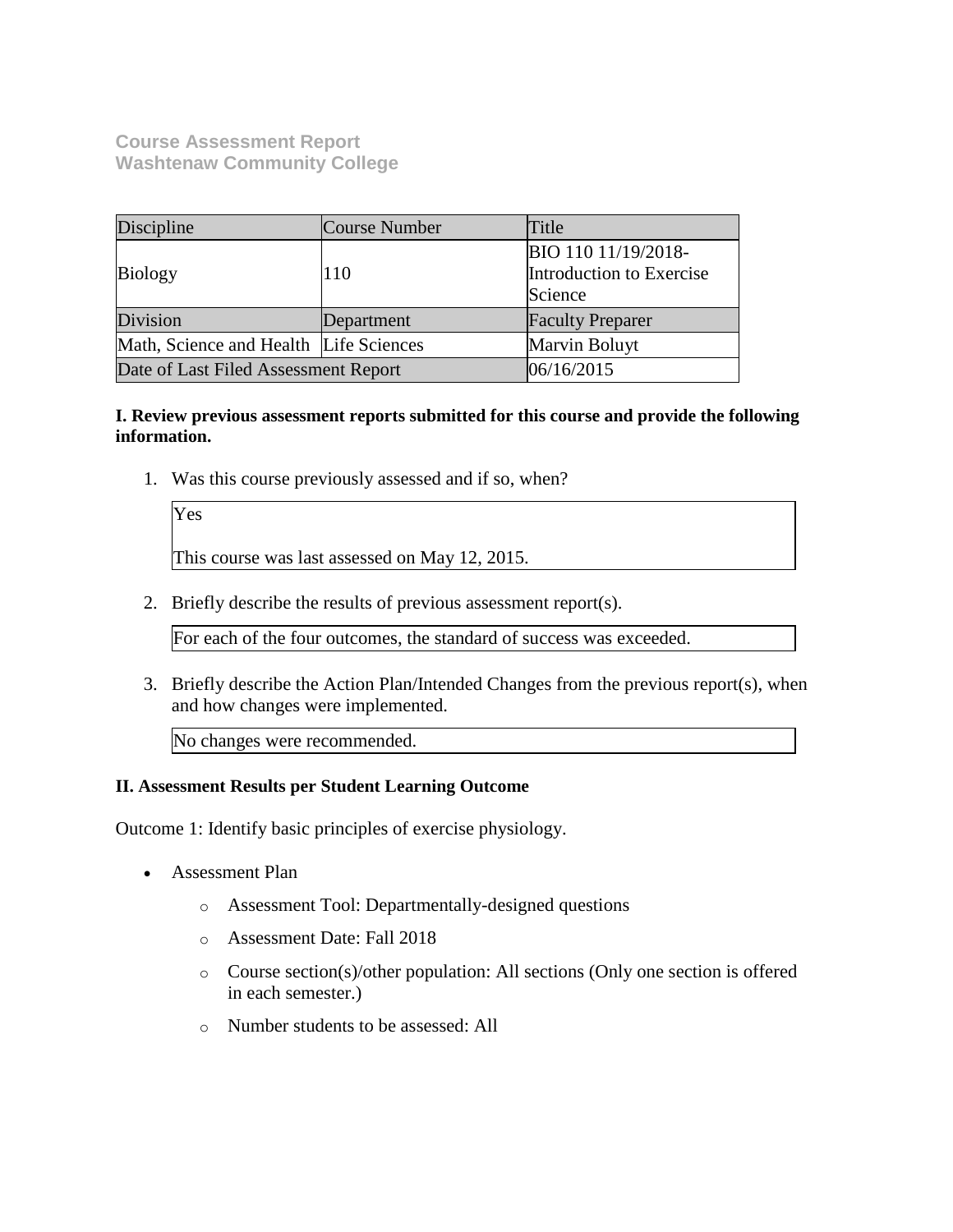**Course Assessment Report**
**Washtenaw Community College**

| Discipline | Course Number | Title |
|---|---|---|
| Biology | 110 | BIO 110 11/19/2018-Introduction to Exercise Science |
| Division | Department | Faculty Preparer |
| Math, Science and Health | Life Sciences | Marvin Boluyt |
| Date of Last Filed Assessment Report | | 06/16/2015 |

**I. Review previous assessment reports submitted for this course and provide the following information.**

1. Was this course previously assessed and if so, when?

   Yes

   This course was last assessed on May 12, 2015.

2. Briefly describe the results of previous assessment report(s).

   For each of the four outcomes, the standard of success was exceeded.

3. Briefly describe the Action Plan/Intended Changes from the previous report(s), when and how changes were implemented.

   No changes were recommended.

**II. Assessment Results per Student Learning Outcome**

Outcome 1: Identify basic principles of exercise physiology.

- Assessment Plan
  - Assessment Tool: Departmentally-designed questions
  - Assessment Date: Fall 2018
  - Course section(s)/other population: All sections (Only one section is offered in each semester.)
  - Number students to be assessed: All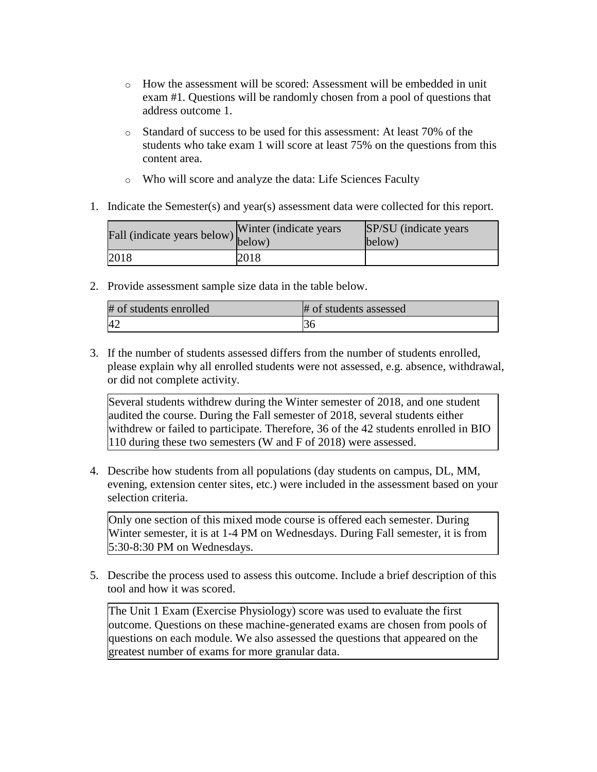- How the assessment will be scored: Assessment will be embedded in unit exam #1. Questions will be randomly chosen from a pool of questions that address outcome 1.
- Standard of success to be used for this assessment: At least 70% of the students who take exam 1 will score at least 75% on the questions from this content area.
- Who will score and analyze the data: Life Sciences Faculty

1. Indicate the Semester(s) and year(s) assessment data were collected for this report.

| Fall (indicate years below) | Winter (indicate years below) | SP/SU (indicate years below) |
|---|---|---|
| 2018 | 2018 | |

2. Provide assessment sample size data in the table below.

| # of students enrolled | # of students assessed |
|---|---|
| 42 | 36 |

3. If the number of students assessed differs from the number of students enrolled, please explain why all enrolled students were not assessed, e.g. absence, withdrawal, or did not complete activity.

Several students withdrew during the Winter semester of 2018, and one student audited the course. During the Fall semester of 2018, several students either withdrew or failed to participate. Therefore, 36 of the 42 students enrolled in BIO 110 during these two semesters (W and F of 2018) were assessed.

4. Describe how students from all populations (day students on campus, DL, MM, evening, extension center sites, etc.) were included in the assessment based on your selection criteria.

Only one section of this mixed mode course is offered each semester. During Winter semester, it is at 1-4 PM on Wednesdays. During Fall semester, it is from 5:30-8:30 PM on Wednesdays.

5. Describe the process used to assess this outcome. Include a brief description of this tool and how it was scored.

The Unit 1 Exam (Exercise Physiology) score was used to evaluate the first outcome. Questions on these machine-generated exams are chosen from pools of questions on each module. We also assessed the questions that appeared on the greatest number of exams for more granular data.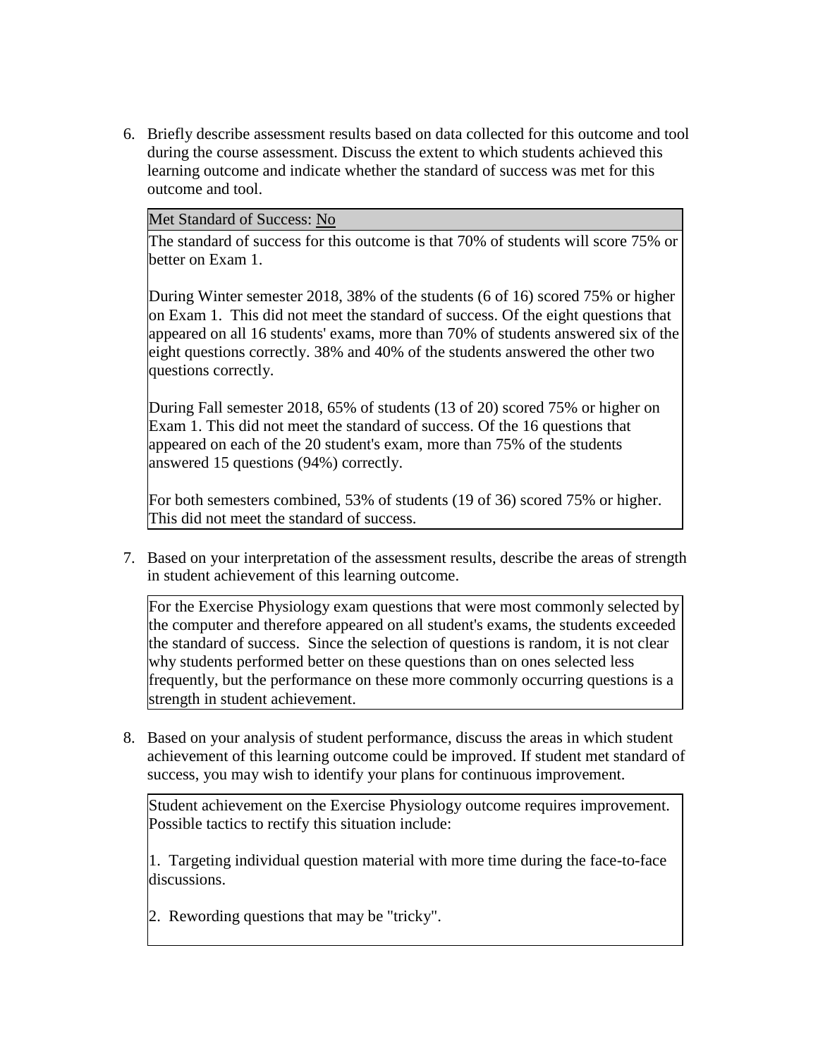6. Briefly describe assessment results based on data collected for this outcome and tool during the course assessment. Discuss the extent to which students achieved this learning outcome and indicate whether the standard of success was met for this outcome and tool.

| Met Standard of Success: No |
| --- |
| The standard of success for this outcome is that 70% of students will score 75% or better on Exam 1.<br><br>During Winter semester 2018, 38% of the students (6 of 16) scored 75% or higher on Exam 1. This did not meet the standard of success. Of the eight questions that appeared on all 16 students' exams, more than 70% of students answered six of the eight questions correctly. 38% and 40% of the students answered the other two questions correctly.<br><br>During Fall semester 2018, 65% of students (13 of 20) scored 75% or higher on Exam 1. This did not meet the standard of success. Of the 16 questions that appeared on each of the 20 student's exam, more than 75% of the students answered 15 questions (94%) correctly.<br><br>For both semesters combined, 53% of students (19 of 36) scored 75% or higher. This did not meet the standard of success. |

7. Based on your interpretation of the assessment results, describe the areas of strength in student achievement of this learning outcome.

| For the Exercise Physiology exam questions that were most commonly selected by the computer and therefore appeared on all student's exams, the students exceeded the standard of success. Since the selection of questions is random, it is not clear why students performed better on these questions than on ones selected less frequently, but the performance on these more commonly occurring questions is a strength in student achievement. |
| --- |

8. Based on your analysis of student performance, discuss the areas in which student achievement of this learning outcome could be improved. If student met standard of success, you may wish to identify your plans for continuous improvement.

| Student achievement on the Exercise Physiology outcome requires improvement. Possible tactics to rectify this situation include:<br><br>1. Targeting individual question material with more time during the face-to-face discussions.<br><br>2. Rewording questions that may be "tricky". |
| --- |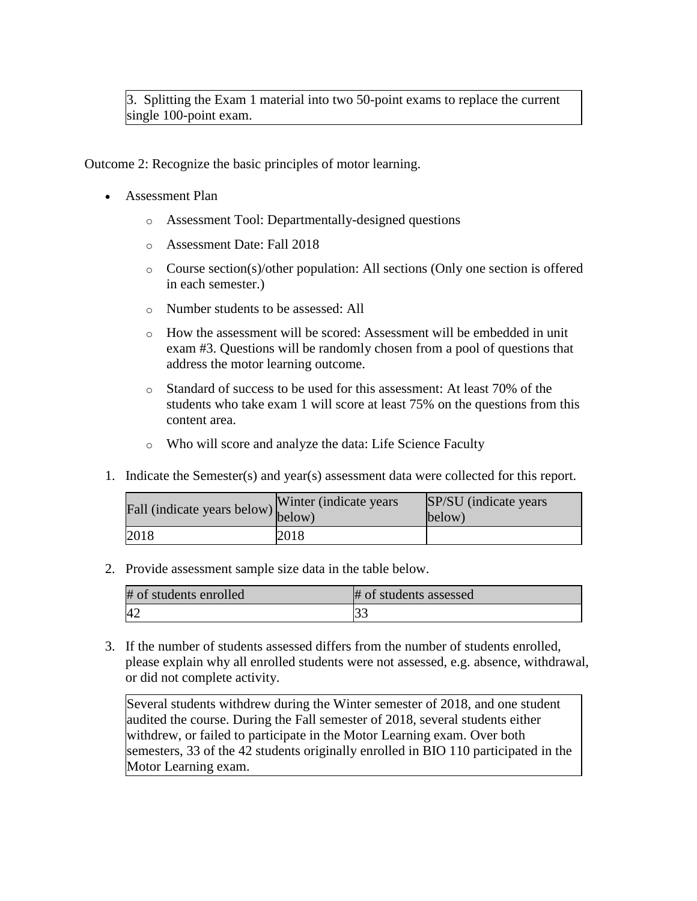| 3. Splitting the Exam 1 material into two 50-point exams to replace the current single 100-point exam. |
|---|

Outcome 2: Recognize the basic principles of motor learning.

- Assessment Plan
    - Assessment Tool: Departmentally-designed questions
    - Assessment Date: Fall 2018
    - Course section(s)/other population: All sections (Only one section is offered in each semester.)
    - Number students to be assessed: All
    - How the assessment will be scored: Assessment will be embedded in unit exam #3. Questions will be randomly chosen from a pool of questions that address the motor learning outcome.
    - Standard of success to be used for this assessment: At least 70% of the students who take exam 1 will score at least 75% on the questions from this content area.
    - Who will score and analyze the data: Life Science Faculty

1. Indicate the Semester(s) and year(s) assessment data were collected for this report.

| Fall (indicate years below) | Winter (indicate years below) | SP/SU (indicate years below) |
|---|---|---|
| 2018 | 2018 | |

2. Provide assessment sample size data in the table below.

| # of students enrolled | # of students assessed |
|---|---|
| 42 | 33 |

3. If the number of students assessed differs from the number of students enrolled, please explain why all enrolled students were not assessed, e.g. absence, withdrawal, or did not complete activity.

| Several students withdrew during the Winter semester of 2018, and one student audited the course. During the Fall semester of 2018, several students either withdrew, or failed to participate in the Motor Learning exam. Over both semesters, 33 of the 42 students originally enrolled in BIO 110 participated in the Motor Learning exam. |
|---|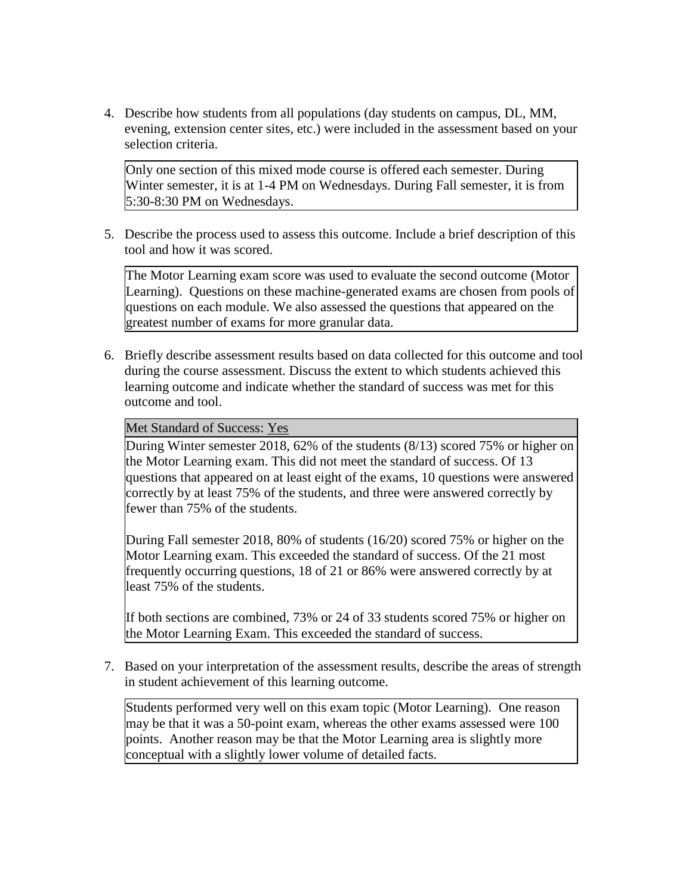4. Describe how students from all populations (day students on campus, DL, MM, evening, extension center sites, etc.) were included in the assessment based on your selection criteria.

   Only one section of this mixed mode course is offered each semester. During Winter semester, it is at 1-4 PM on Wednesdays. During Fall semester, it is from 5:30-8:30 PM on Wednesdays.

5. Describe the process used to assess this outcome. Include a brief description of this tool and how it was scored.

   The Motor Learning exam score was used to evaluate the second outcome (Motor Learning). Questions on these machine-generated exams are chosen from pools of questions on each module. We also assessed the questions that appeared on the greatest number of exams for more granular data.

6. Briefly describe assessment results based on data collected for this outcome and tool during the course assessment. Discuss the extent to which students achieved this learning outcome and indicate whether the standard of success was met for this outcome and tool.

   Met Standard of Success: Yes

   During Winter semester 2018, 62% of the students (8/13) scored 75% or higher on the Motor Learning exam. This did not meet the standard of success. Of 13 questions that appeared on at least eight of the exams, 10 questions were answered correctly by at least 75% of the students, and three were answered correctly by fewer than 75% of the students.

   During Fall semester 2018, 80% of students (16/20) scored 75% or higher on the Motor Learning exam. This exceeded the standard of success. Of the 21 most frequently occurring questions, 18 of 21 or 86% were answered correctly by at least 75% of the students.

   If both sections are combined, 73% or 24 of 33 students scored 75% or higher on the Motor Learning Exam. This exceeded the standard of success.

7. Based on your interpretation of the assessment results, describe the areas of strength in student achievement of this learning outcome.

   Students performed very well on this exam topic (Motor Learning). One reason may be that it was a 50-point exam, whereas the other exams assessed were 100 points. Another reason may be that the Motor Learning area is slightly more conceptual with a slightly lower volume of detailed facts.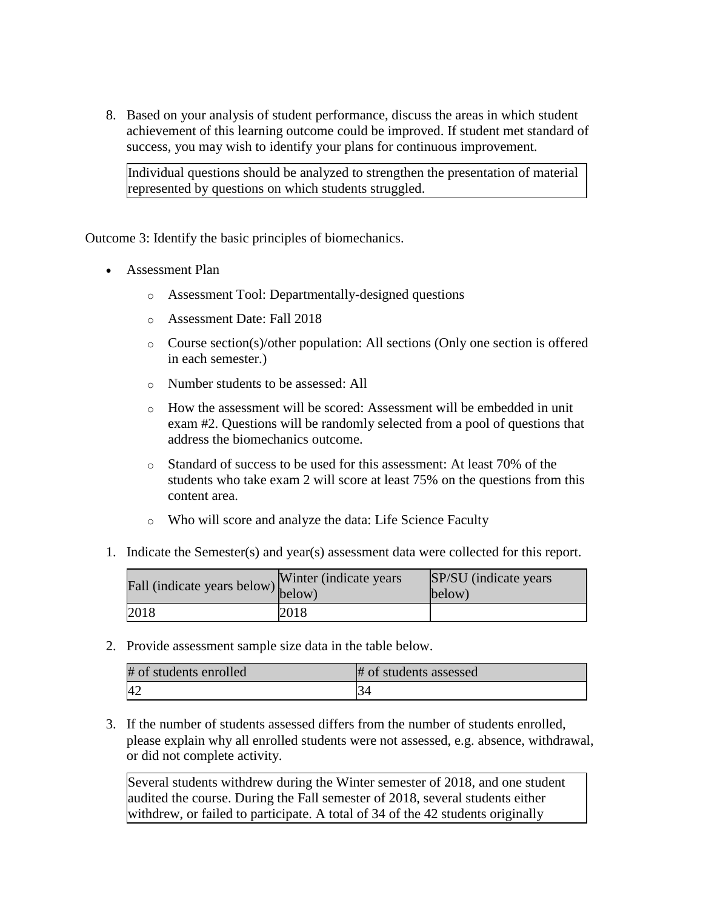8. Based on your analysis of student performance, discuss the areas in which student achievement of this learning outcome could be improved. If student met standard of success, you may wish to identify your plans for continuous improvement.

| Individual questions should be analyzed to strengthen the presentation of material represented by questions on which students struggled. |
|---|

Outcome 3: Identify the basic principles of biomechanics.

- Assessment Plan
    - Assessment Tool: Departmentally-designed questions
    - Assessment Date: Fall 2018
    - Course section(s)/other population: All sections (Only one section is offered in each semester.)
    - Number students to be assessed: All
    - How the assessment will be scored: Assessment will be embedded in unit exam #2. Questions will be randomly selected from a pool of questions that address the biomechanics outcome.
    - Standard of success to be used for this assessment: At least 70% of the students who take exam 2 will score at least 75% on the questions from this content area.
    - Who will score and analyze the data: Life Science Faculty

1. Indicate the Semester(s) and year(s) assessment data were collected for this report.

| Fall (indicate years below) | Winter (indicate years below) | SP/SU (indicate years below) |
|---|---|---|
| 2018 | 2018 | |

2. Provide assessment sample size data in the table below.

| # of students enrolled | # of students assessed |
|---|---|
| 42 | 34 |

3. If the number of students assessed differs from the number of students enrolled, please explain why all enrolled students were not assessed, e.g. absence, withdrawal, or did not complete activity.

| Several students withdrew during the Winter semester of 2018, and one student audited the course. During the Fall semester of 2018, several students either withdrew, or failed to participate. A total of 34 of the 42 students originally |
|---|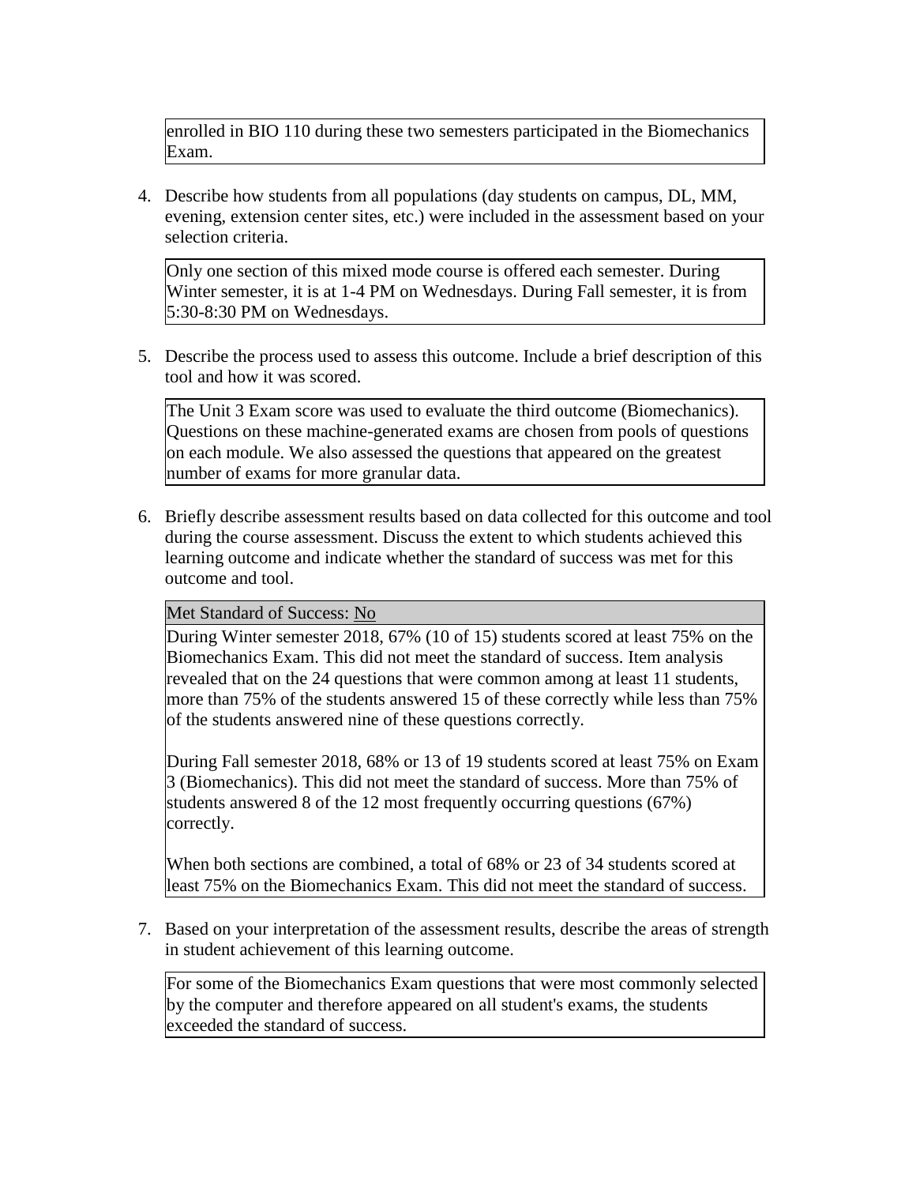enrolled in BIO 110 during these two semesters participated in the Biomechanics Exam.

4. Describe how students from all populations (day students on campus, DL, MM, evening, extension center sites, etc.) were included in the assessment based on your selection criteria.

Only one section of this mixed mode course is offered each semester. During Winter semester, it is at 1-4 PM on Wednesdays. During Fall semester, it is from 5:30-8:30 PM on Wednesdays.

5. Describe the process used to assess this outcome. Include a brief description of this tool and how it was scored.

The Unit 3 Exam score was used to evaluate the third outcome (Biomechanics). Questions on these machine-generated exams are chosen from pools of questions on each module. We also assessed the questions that appeared on the greatest number of exams for more granular data.

6. Briefly describe assessment results based on data collected for this outcome and tool during the course assessment. Discuss the extent to which students achieved this learning outcome and indicate whether the standard of success was met for this outcome and tool.

Met Standard of Success: No

During Winter semester 2018, 67% (10 of 15) students scored at least 75% on the Biomechanics Exam. This did not meet the standard of success. Item analysis revealed that on the 24 questions that were common among at least 11 students, more than 75% of the students answered 15 of these correctly while less than 75% of the students answered nine of these questions correctly.

During Fall semester 2018, 68% or 13 of 19 students scored at least 75% on Exam 3 (Biomechanics). This did not meet the standard of success. More than 75% of students answered 8 of the 12 most frequently occurring questions (67%) correctly.

When both sections are combined, a total of 68% or 23 of 34 students scored at least 75% on the Biomechanics Exam. This did not meet the standard of success.

7. Based on your interpretation of the assessment results, describe the areas of strength in student achievement of this learning outcome.

For some of the Biomechanics Exam questions that were most commonly selected by the computer and therefore appeared on all student's exams, the students exceeded the standard of success.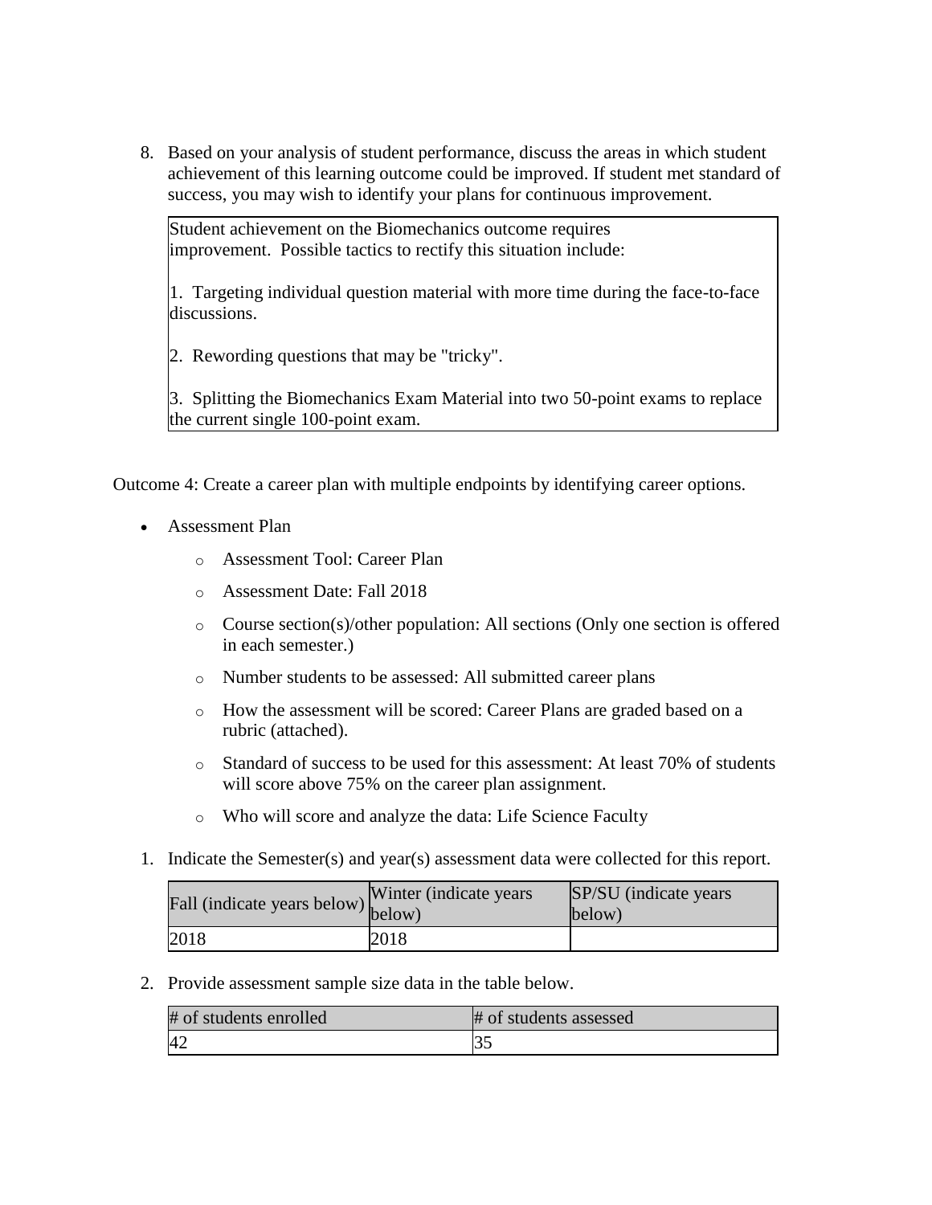8. Based on your analysis of student performance, discuss the areas in which student achievement of this learning outcome could be improved. If student met standard of success, you may wish to identify your plans for continuous improvement.

| Student achievement on the Biomechanics outcome requires improvement. Possible tactics to rectify this situation include:<br><br>1. Targeting individual question material with more time during the face-to-face discussions.<br><br>2. Rewording questions that may be "tricky".<br><br>3. Splitting the Biomechanics Exam Material into two 50-point exams to replace the current single 100-point exam. |
|---|

Outcome 4: Create a career plan with multiple endpoints by identifying career options.

- Assessment Plan
  - Assessment Tool: Career Plan
  - Assessment Date: Fall 2018
  - Course section(s)/other population: All sections (Only one section is offered in each semester.)
  - Number students to be assessed: All submitted career plans
  - How the assessment will be scored: Career Plans are graded based on a rubric (attached).
  - Standard of success to be used for this assessment: At least 70% of students will score above 75% on the career plan assignment.
  - Who will score and analyze the data: Life Science Faculty

1. Indicate the Semester(s) and year(s) assessment data were collected for this report.

| Fall (indicate years below) | Winter (indicate years below) | SP/SU (indicate years below) |
|---|---|---|
| 2018 | 2018 | |

2. Provide assessment sample size data in the table below.

| # of students enrolled | # of students assessed |
|---|---|
| 42 | 35 |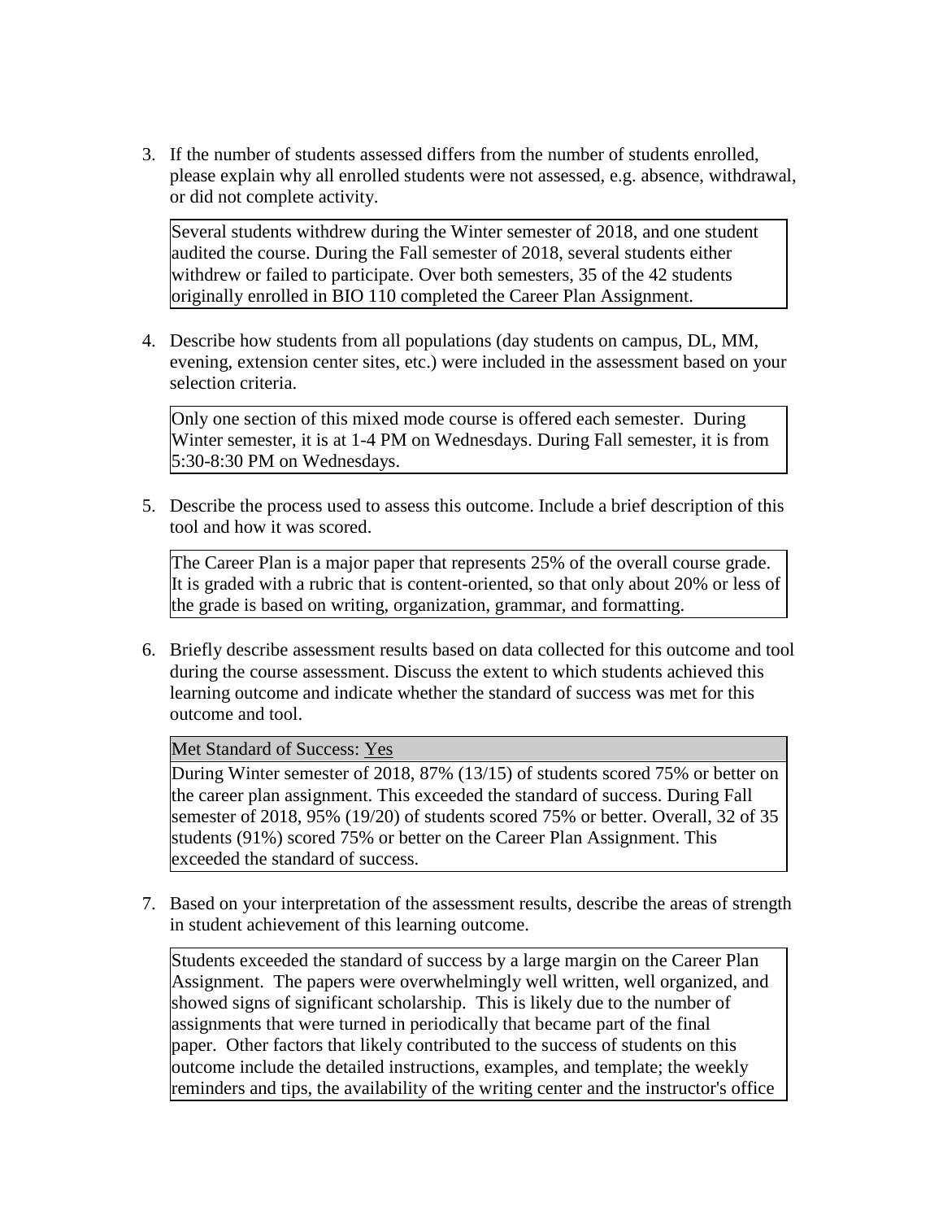3. If the number of students assessed differs from the number of students enrolled, please explain why all enrolled students were not assessed, e.g. absence, withdrawal, or did not complete activity.

   Several students withdrew during the Winter semester of 2018, and one student audited the course. During the Fall semester of 2018, several students either withdrew or failed to participate. Over both semesters, 35 of the 42 students originally enrolled in BIO 110 completed the Career Plan Assignment.

4. Describe how students from all populations (day students on campus, DL, MM, evening, extension center sites, etc.) were included in the assessment based on your selection criteria.

   Only one section of this mixed mode course is offered each semester. During Winter semester, it is at 1-4 PM on Wednesdays. During Fall semester, it is from 5:30-8:30 PM on Wednesdays.

5. Describe the process used to assess this outcome. Include a brief description of this tool and how it was scored.

   The Career Plan is a major paper that represents 25% of the overall course grade. It is graded with a rubric that is content-oriented, so that only about 20% or less of the grade is based on writing, organization, grammar, and formatting.

6. Briefly describe assessment results based on data collected for this outcome and tool during the course assessment. Discuss the extent to which students achieved this learning outcome and indicate whether the standard of success was met for this outcome and tool.

   Met Standard of Success: Yes

   During Winter semester of 2018, 87% (13/15) of students scored 75% or better on the career plan assignment. This exceeded the standard of success. During Fall semester of 2018, 95% (19/20) of students scored 75% or better. Overall, 32 of 35 students (91%) scored 75% or better on the Career Plan Assignment. This exceeded the standard of success.

7. Based on your interpretation of the assessment results, describe the areas of strength in student achievement of this learning outcome.

   Students exceeded the standard of success by a large margin on the Career Plan Assignment. The papers were overwhelmingly well written, well organized, and showed signs of significant scholarship. This is likely due to the number of assignments that were turned in periodically that became part of the final paper. Other factors that likely contributed to the success of students on this outcome include the detailed instructions, examples, and template; the weekly reminders and tips, the availability of the writing center and the instructor's office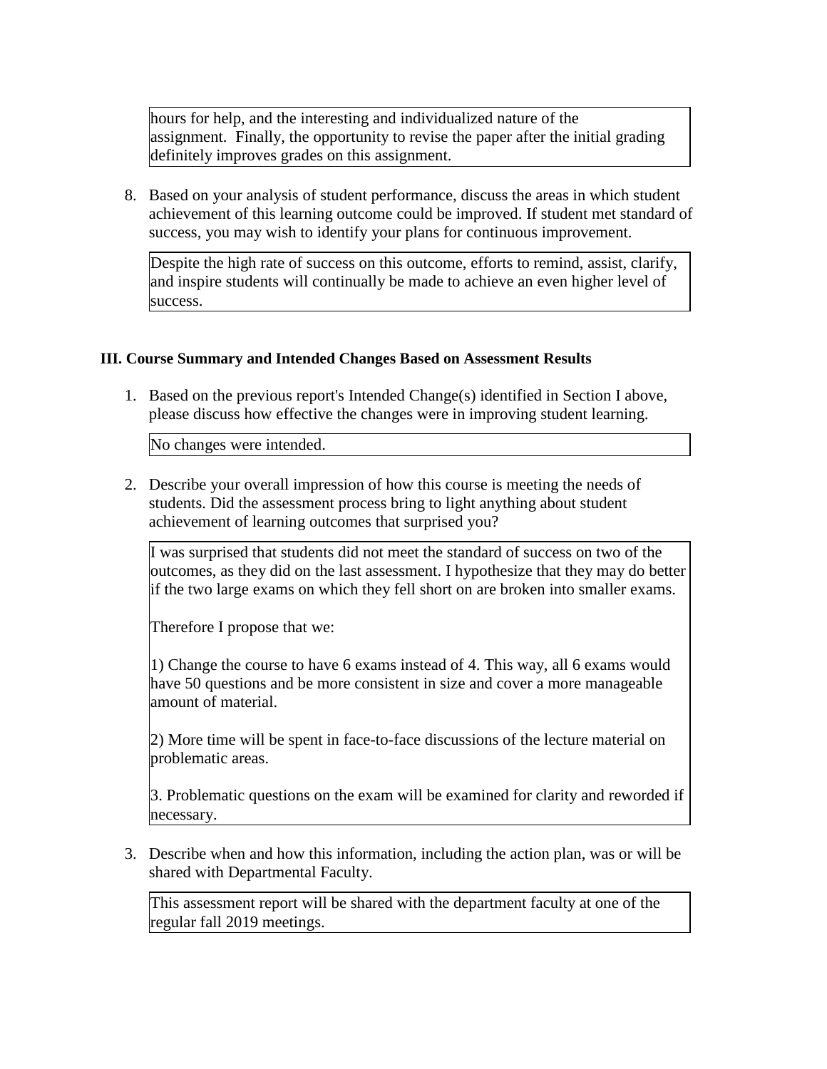hours for help, and the interesting and individualized nature of the assignment. Finally, the opportunity to revise the paper after the initial grading definitely improves grades on this assignment.

8. Based on your analysis of student performance, discuss the areas in which student achievement of this learning outcome could be improved. If student met standard of success, you may wish to identify your plans for continuous improvement.

   Despite the high rate of success on this outcome, efforts to remind, assist, clarify, and inspire students will continually be made to achieve an even higher level of success.

### III. Course Summary and Intended Changes Based on Assessment Results

1. Based on the previous report's Intended Change(s) identified in Section I above, please discuss how effective the changes were in improving student learning.

   No changes were intended.

2. Describe your overall impression of how this course is meeting the needs of students. Did the assessment process bring to light anything about student achievement of learning outcomes that surprised you?

   I was surprised that students did not meet the standard of success on two of the outcomes, as they did on the last assessment. I hypothesize that they may do better if the two large exams on which they fell short on are broken into smaller exams.

   Therefore I propose that we:

   1) Change the course to have 6 exams instead of 4. This way, all 6 exams would have 50 questions and be more consistent in size and cover a more manageable amount of material.

   2) More time will be spent in face-to-face discussions of the lecture material on problematic areas.

   3. Problematic questions on the exam will be examined for clarity and reworded if necessary.

3. Describe when and how this information, including the action plan, was or will be shared with Departmental Faculty.

   This assessment report will be shared with the department faculty at one of the regular fall 2019 meetings.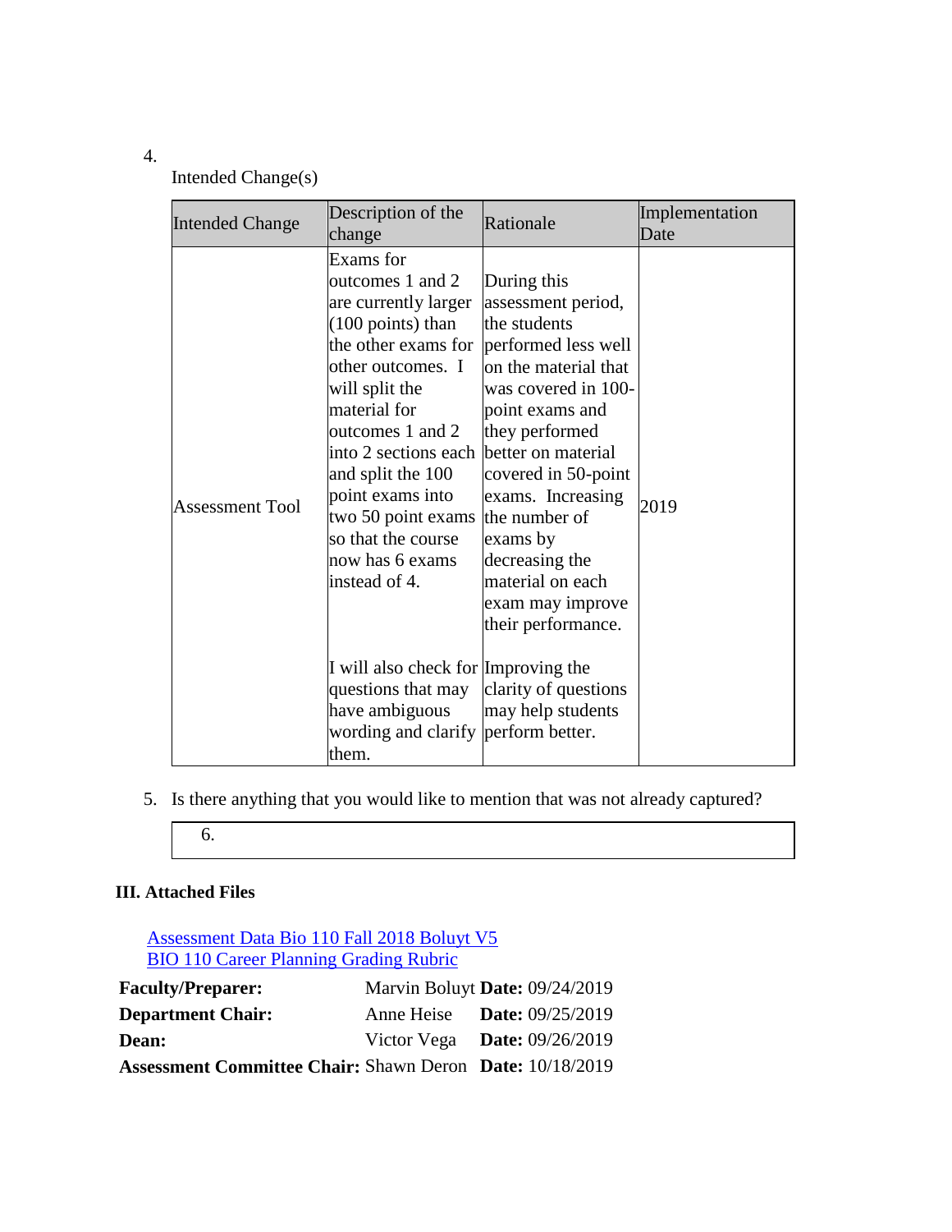4. Intended Change(s)

| Intended Change | Description of the change | Rationale | Implementation Date |
|---|---|---|---|
| Assessment Tool | Exams for outcomes 1 and 2 are currently larger (100 points) than the other exams for other outcomes. I will split the material for outcomes 1 and 2 into 2 sections each and split the 100 point exams into two 50 point exams so that the course now has 6 exams instead of 4.<br><br>I will also check for questions that may have ambiguous wording and clarify them. | During this assessment period, the students performed less well on the material that was covered in 100-point exams and they performed better on material covered in 50-point exams. Increasing the number of exams by decreasing the material on each exam may improve their performance.<br><br>Improving the clarity of questions may help students perform better. | 2019 |

5. Is there anything that you would like to mention that was not already captured?

| 6. |
|---|

### III. Attached Files

[Assessment Data Bio 110 Fall 2018 Boluyt V5]()
[BIO 110 Career Planning Grading Rubric]()

**Faculty/Preparer:** Marvin Boluyt **Date:** 09/24/2019
**Department Chair:** Anne Heise **Date:** 09/25/2019
**Dean:** Victor Vega **Date:** 09/26/2019
**Assessment Committee Chair:** Shawn Deron **Date:** 10/18/2019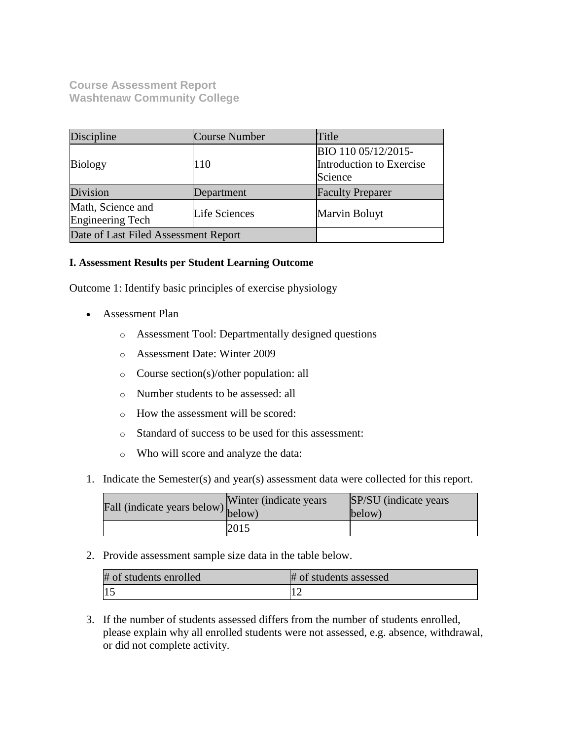**Course Assessment Report**
**Washtenaw Community College**

| Discipline | Course Number | Title |
|---|---|---|
| Biology | 110 | BIO 110 05/12/2015-Introduction to Exercise Science |
| Division | Department | Faculty Preparer |
| Math, Science and Engineering Tech | Life Sciences | Marvin Boluyt |
| Date of Last Filed Assessment Report | | |

**I. Assessment Results per Student Learning Outcome**

Outcome 1: Identify basic principles of exercise physiology

- Assessment Plan
    - Assessment Tool: Departmentally designed questions
    - Assessment Date: Winter 2009
    - Course section(s)/other population: all
    - Number students to be assessed: all
    - How the assessment will be scored:
    - Standard of success to be used for this assessment:
    - Who will score and analyze the data:

1. Indicate the Semester(s) and year(s) assessment data were collected for this report.

| Fall (indicate years below) | Winter (indicate years below) | SP/SU (indicate years below) |
|---|---|---|
| | 2015 | |

2. Provide assessment sample size data in the table below.

| # of students enrolled | # of students assessed |
|---|---|
| 15 | 12 |

3. If the number of students assessed differs from the number of students enrolled, please explain why all enrolled students were not assessed, e.g. absence, withdrawal, or did not complete activity.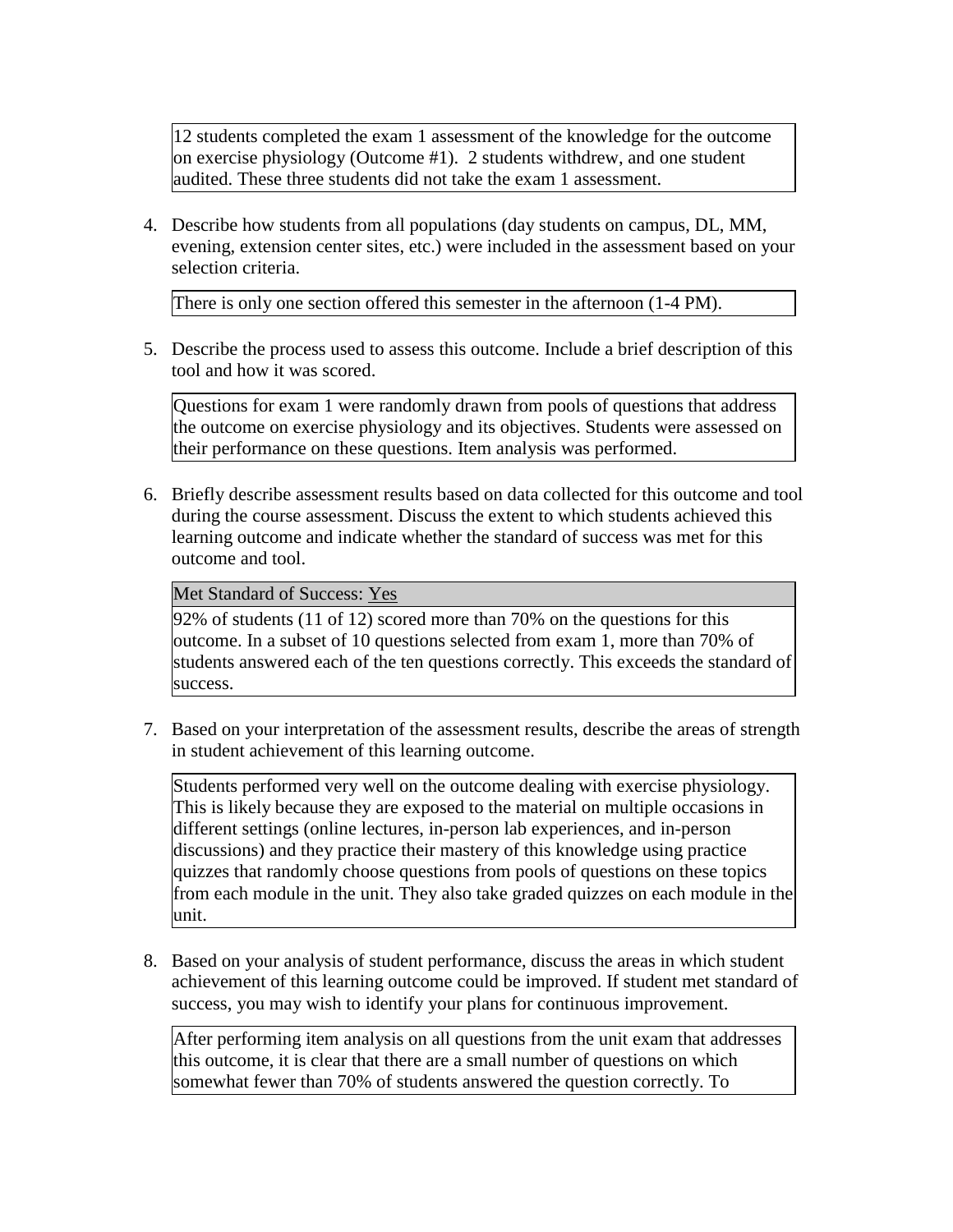12 students completed the exam 1 assessment of the knowledge for the outcome on exercise physiology (Outcome #1). 2 students withdrew, and one student audited. These three students did not take the exam 1 assessment.

4. Describe how students from all populations (day students on campus, DL, MM, evening, extension center sites, etc.) were included in the assessment based on your selection criteria.

There is only one section offered this semester in the afternoon (1-4 PM).

5. Describe the process used to assess this outcome. Include a brief description of this tool and how it was scored.

Questions for exam 1 were randomly drawn from pools of questions that address the outcome on exercise physiology and its objectives. Students were assessed on their performance on these questions. Item analysis was performed.

6. Briefly describe assessment results based on data collected for this outcome and tool during the course assessment. Discuss the extent to which students achieved this learning outcome and indicate whether the standard of success was met for this outcome and tool.

Met Standard of Success: Yes

92% of students (11 of 12) scored more than 70% on the questions for this outcome. In a subset of 10 questions selected from exam 1, more than 70% of students answered each of the ten questions correctly. This exceeds the standard of success.

7. Based on your interpretation of the assessment results, describe the areas of strength in student achievement of this learning outcome.

Students performed very well on the outcome dealing with exercise physiology. This is likely because they are exposed to the material on multiple occasions in different settings (online lectures, in-person lab experiences, and in-person discussions) and they practice their mastery of this knowledge using practice quizzes that randomly choose questions from pools of questions on these topics from each module in the unit. They also take graded quizzes on each module in the unit.

8. Based on your analysis of student performance, discuss the areas in which student achievement of this learning outcome could be improved. If student met standard of success, you may wish to identify your plans for continuous improvement.

After performing item analysis on all questions from the unit exam that addresses this outcome, it is clear that there are a small number of questions on which somewhat fewer than 70% of students answered the question correctly. To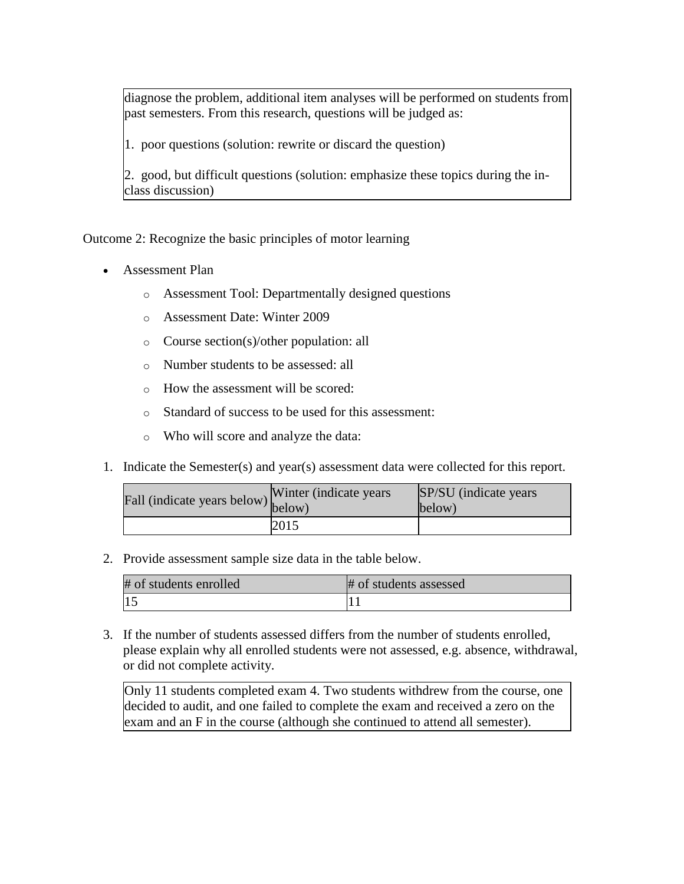diagnose the problem, additional item analyses will be performed on students from past semesters. From this research, questions will be judged as:

1. poor questions (solution: rewrite or discard the question)

2. good, but difficult questions (solution: emphasize these topics during the in-class discussion)

Outcome 2: Recognize the basic principles of motor learning

- Assessment Plan
    - Assessment Tool: Departmentally designed questions
    - Assessment Date: Winter 2009
    - Course section(s)/other population: all
    - Number students to be assessed: all
    - How the assessment will be scored:
    - Standard of success to be used for this assessment:
    - Who will score and analyze the data:

1. Indicate the Semester(s) and year(s) assessment data were collected for this report.

| Fall (indicate years below) | Winter (indicate years below) | SP/SU (indicate years below) |
|---|---|---|
| | 2015 | |

2. Provide assessment sample size data in the table below.

| # of students enrolled | # of students assessed |
|---|---|
| 15 | 11 |

3. If the number of students assessed differs from the number of students enrolled, please explain why all enrolled students were not assessed, e.g. absence, withdrawal, or did not complete activity.

Only 11 students completed exam 4. Two students withdrew from the course, one decided to audit, and one failed to complete the exam and received a zero on the exam and an F in the course (although she continued to attend all semester).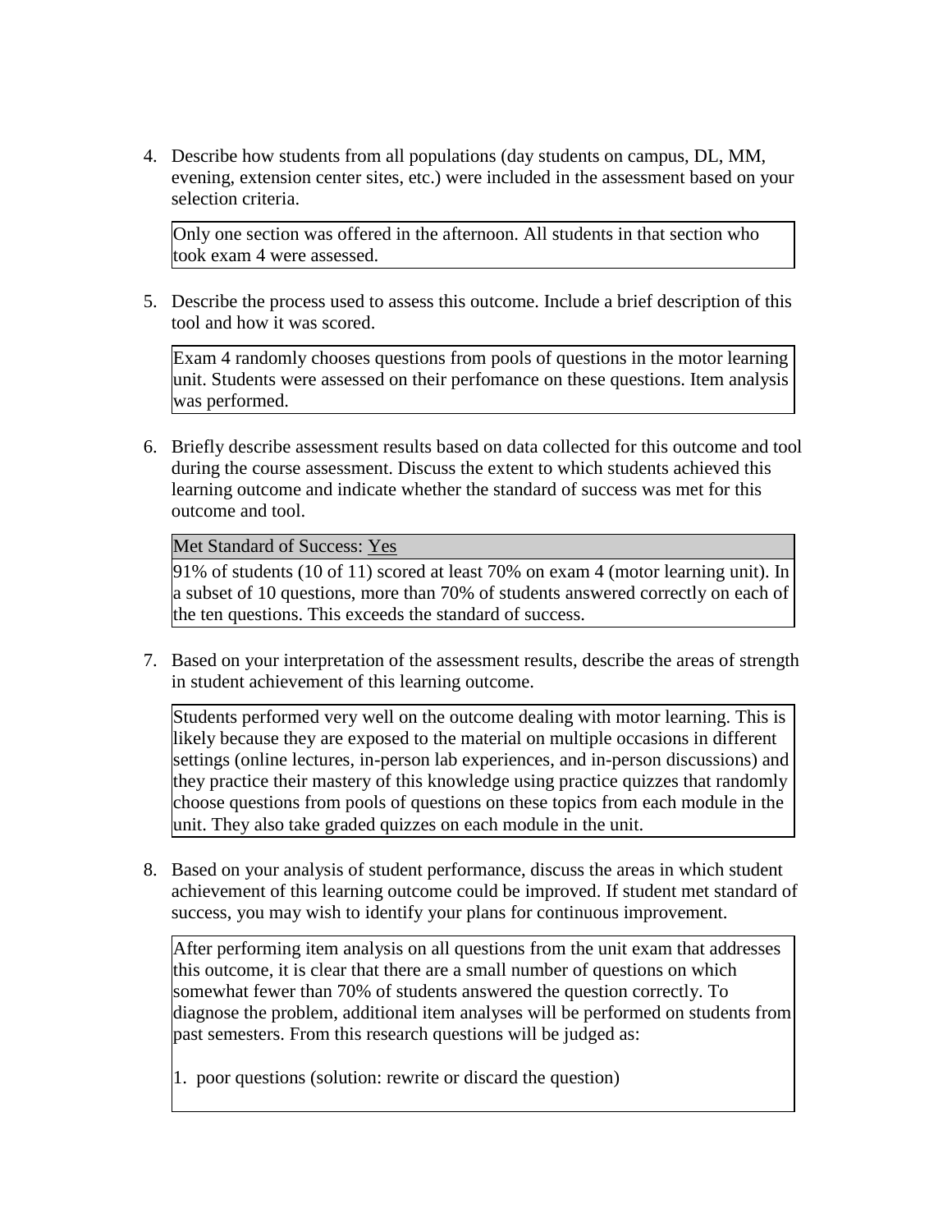4. Describe how students from all populations (day students on campus, DL, MM, evening, extension center sites, etc.) were included in the assessment based on your selection criteria.

   Only one section was offered in the afternoon. All students in that section who took exam 4 were assessed.

5. Describe the process used to assess this outcome. Include a brief description of this tool and how it was scored.

   Exam 4 randomly chooses questions from pools of questions in the motor learning unit. Students were assessed on their perfomance on these questions. Item analysis was performed.

6. Briefly describe assessment results based on data collected for this outcome and tool during the course assessment. Discuss the extent to which students achieved this learning outcome and indicate whether the standard of success was met for this outcome and tool.

   Met Standard of Success: Yes

   91% of students (10 of 11) scored at least 70% on exam 4 (motor learning unit). In a subset of 10 questions, more than 70% of students answered correctly on each of the ten questions. This exceeds the standard of success.

7. Based on your interpretation of the assessment results, describe the areas of strength in student achievement of this learning outcome.

   Students performed very well on the outcome dealing with motor learning. This is likely because they are exposed to the material on multiple occasions in different settings (online lectures, in-person lab experiences, and in-person discussions) and they practice their mastery of this knowledge using practice quizzes that randomly choose questions from pools of questions on these topics from each module in the unit. They also take graded quizzes on each module in the unit.

8. Based on your analysis of student performance, discuss the areas in which student achievement of this learning outcome could be improved. If student met standard of success, you may wish to identify your plans for continuous improvement.

   After performing item analysis on all questions from the unit exam that addresses this outcome, it is clear that there are a small number of questions on which somewhat fewer than 70% of students answered the question correctly. To diagnose the problem, additional item analyses will be performed on students from past semesters. From this research questions will be judged as:

   1. poor questions (solution: rewrite or discard the question)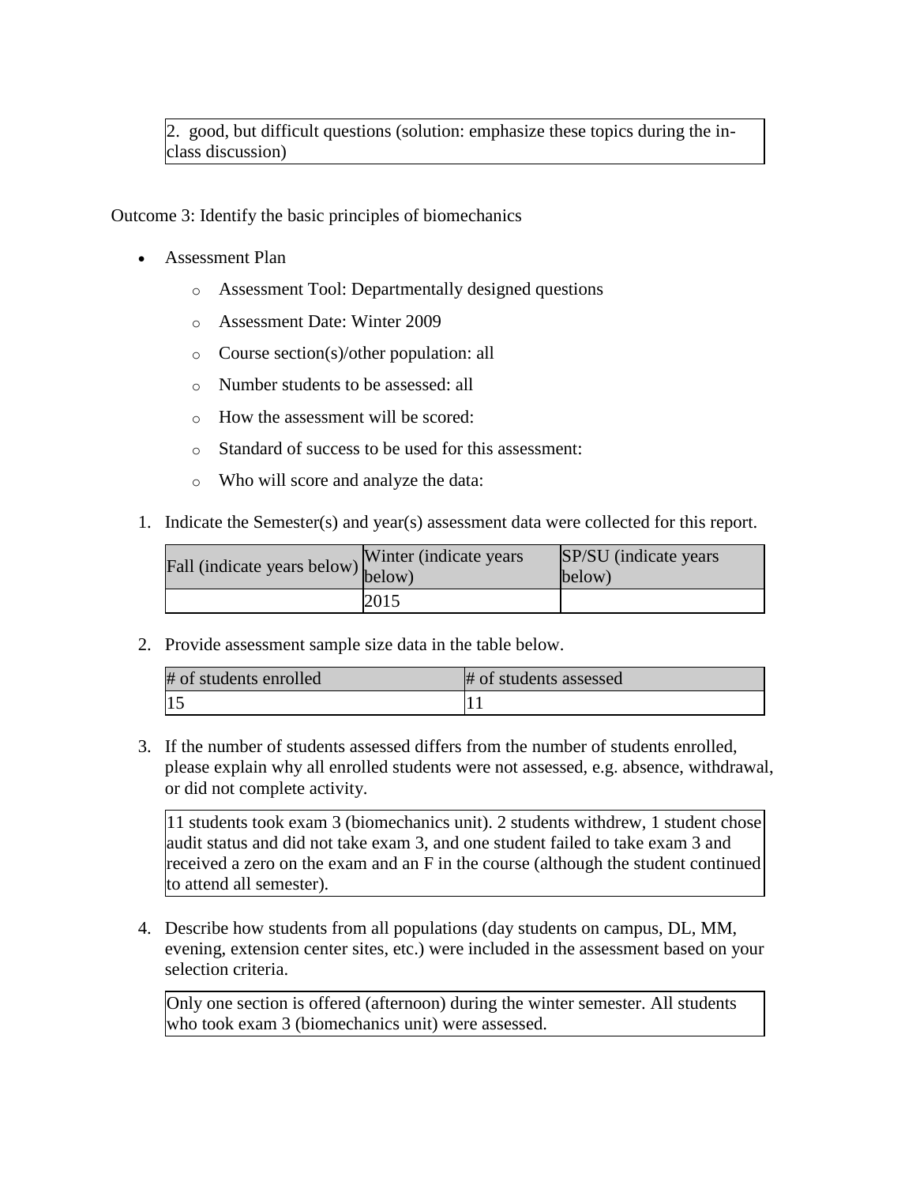| 2. good, but difficult questions (solution: emphasize these topics during the in-class discussion) |
|---|

Outcome 3: Identify the basic principles of biomechanics

- Assessment Plan
  - Assessment Tool: Departmentally designed questions
  - Assessment Date: Winter 2009
  - Course section(s)/other population: all
  - Number students to be assessed: all
  - How the assessment will be scored:
  - Standard of success to be used for this assessment:
  - Who will score and analyze the data:

1. Indicate the Semester(s) and year(s) assessment data were collected for this report.

| Fall (indicate years below) | Winter (indicate years below) | SP/SU (indicate years below) |
|---|---|---|
| | 2015 | |

2. Provide assessment sample size data in the table below.

| # of students enrolled | # of students assessed |
|---|---|
| 15 | 11 |

3. If the number of students assessed differs from the number of students enrolled, please explain why all enrolled students were not assessed, e.g. absence, withdrawal, or did not complete activity.

| 11 students took exam 3 (biomechanics unit). 2 students withdrew, 1 student chose audit status and did not take exam 3, and one student failed to take exam 3 and received a zero on the exam and an F in the course (although the student continued to attend all semester). |
|---|

4. Describe how students from all populations (day students on campus, DL, MM, evening, extension center sites, etc.) were included in the assessment based on your selection criteria.

| Only one section is offered (afternoon) during the winter semester. All students who took exam 3 (biomechanics unit) were assessed. |
|---|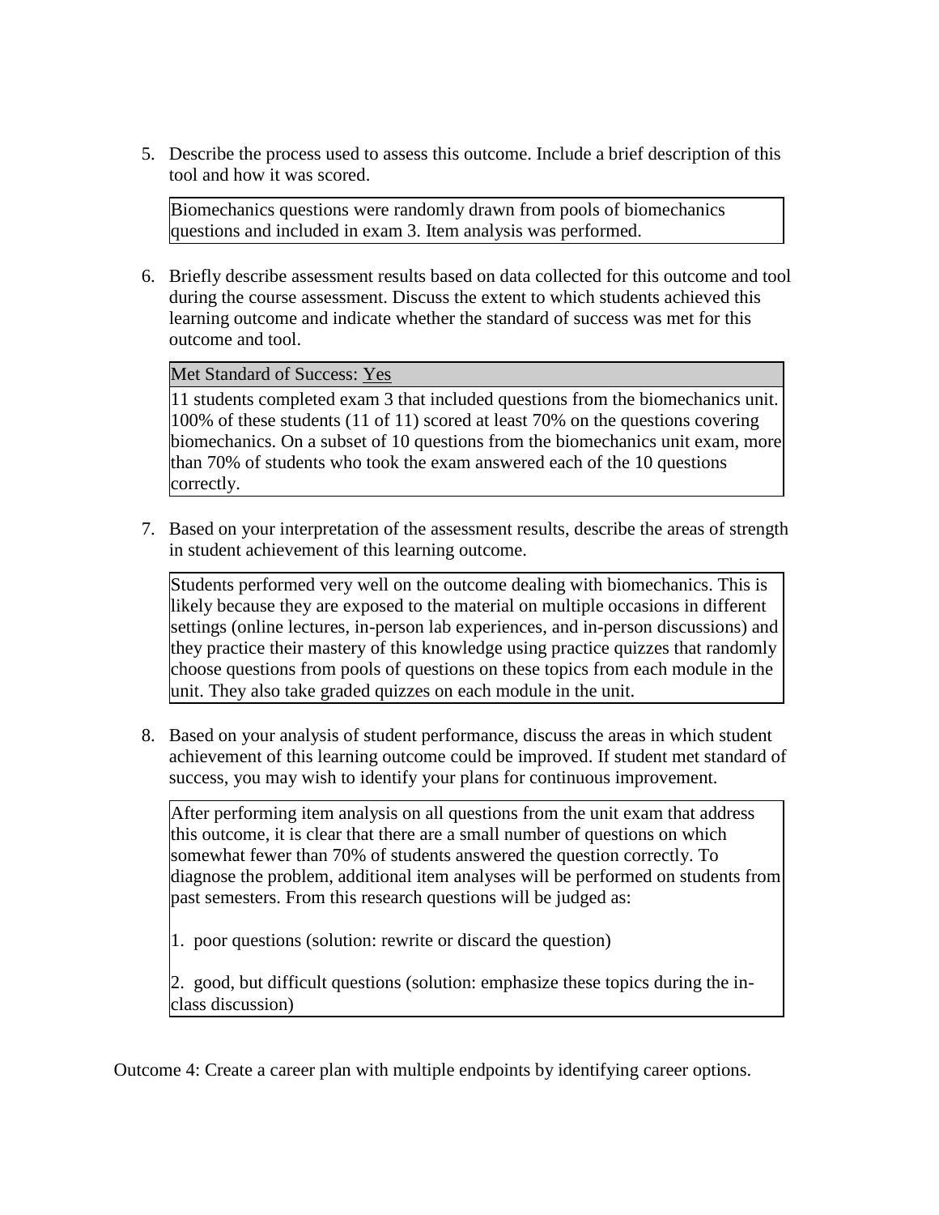5. Describe the process used to assess this outcome. Include a brief description of this tool and how it was scored.

   Biomechanics questions were randomly drawn from pools of biomechanics questions and included in exam 3. Item analysis was performed.

6. Briefly describe assessment results based on data collected for this outcome and tool during the course assessment. Discuss the extent to which students achieved this learning outcome and indicate whether the standard of success was met for this outcome and tool.

   Met Standard of Success: Yes

   11 students completed exam 3 that included questions from the biomechanics unit. 100% of these students (11 of 11) scored at least 70% on the questions covering biomechanics. On a subset of 10 questions from the biomechanics unit exam, more than 70% of students who took the exam answered each of the 10 questions correctly.

7. Based on your interpretation of the assessment results, describe the areas of strength in student achievement of this learning outcome.

   Students performed very well on the outcome dealing with biomechanics. This is likely because they are exposed to the material on multiple occasions in different settings (online lectures, in-person lab experiences, and in-person discussions) and they practice their mastery of this knowledge using practice quizzes that randomly choose questions from pools of questions on these topics from each module in the unit. They also take graded quizzes on each module in the unit.

8. Based on your analysis of student performance, discuss the areas in which student achievement of this learning outcome could be improved. If student met standard of success, you may wish to identify your plans for continuous improvement.

   After performing item analysis on all questions from the unit exam that address this outcome, it is clear that there are a small number of questions on which somewhat fewer than 70% of students answered the question correctly. To diagnose the problem, additional item analyses will be performed on students from past semesters. From this research questions will be judged as:

   1. poor questions (solution: rewrite or discard the question)

   2. good, but difficult questions (solution: emphasize these topics during the in-class discussion)

Outcome 4: Create a career plan with multiple endpoints by identifying career options.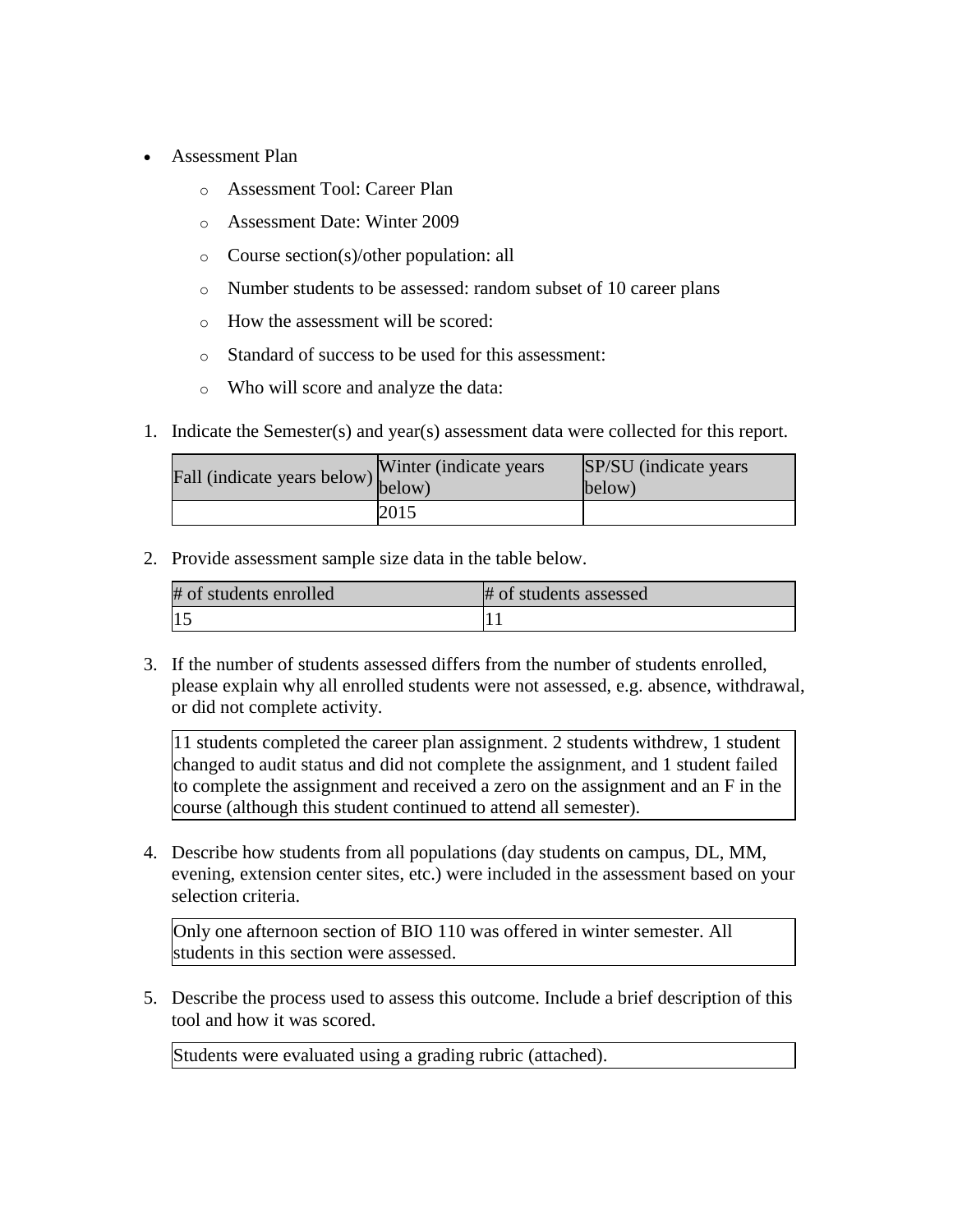- Assessment Plan
    - Assessment Tool: Career Plan
    - Assessment Date: Winter 2009
    - Course section(s)/other population: all
    - Number students to be assessed: random subset of 10 career plans
    - How the assessment will be scored:
    - Standard of success to be used for this assessment:
    - Who will score and analyze the data:

1. Indicate the Semester(s) and year(s) assessment data were collected for this report.

| Fall (indicate years below) | Winter (indicate years below) | SP/SU (indicate years below) |
|---|---|---|
| | 2015 | |

2. Provide assessment sample size data in the table below.

| # of students enrolled | # of students assessed |
|---|---|
| 15 | 11 |

3. If the number of students assessed differs from the number of students enrolled, please explain why all enrolled students were not assessed, e.g. absence, withdrawal, or did not complete activity.

| 11 students completed the career plan assignment. 2 students withdrew, 1 student changed to audit status and did not complete the assignment, and 1 student failed to complete the assignment and received a zero on the assignment and an F in the course (although this student continued to attend all semester). |
|---|

4. Describe how students from all populations (day students on campus, DL, MM, evening, extension center sites, etc.) were included in the assessment based on your selection criteria.

| Only one afternoon section of BIO 110 was offered in winter semester. All students in this section were assessed. |
|---|

5. Describe the process used to assess this outcome. Include a brief description of this tool and how it was scored.

| Students were evaluated using a grading rubric (attached). |
|---|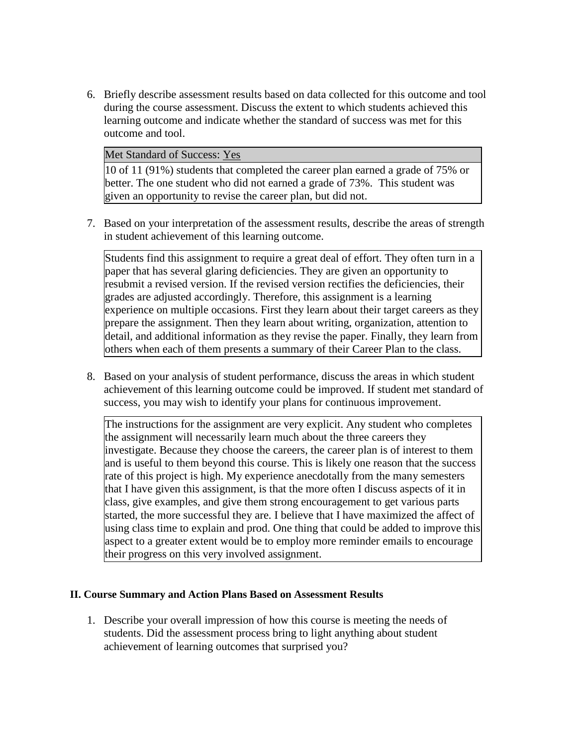6. Briefly describe assessment results based on data collected for this outcome and tool during the course assessment. Discuss the extent to which students achieved this learning outcome and indicate whether the standard of success was met for this outcome and tool.

| Met Standard of Success: Yes |
|---|
| 10 of 11 (91%) students that completed the career plan earned a grade of 75% or better. The one student who did not earned a grade of 73%. This student was given an opportunity to revise the career plan, but did not. |

7. Based on your interpretation of the assessment results, describe the areas of strength in student achievement of this learning outcome.

> Students find this assignment to require a great deal of effort. They often turn in a paper that has several glaring deficiencies. They are given an opportunity to resubmit a revised version. If the revised version rectifies the deficiencies, their grades are adjusted accordingly. Therefore, this assignment is a learning experience on multiple occasions. First they learn about their target careers as they prepare the assignment. Then they learn about writing, organization, attention to detail, and additional information as they revise the paper. Finally, they learn from others when each of them presents a summary of their Career Plan to the class.

8. Based on your analysis of student performance, discuss the areas in which student achievement of this learning outcome could be improved. If student met standard of success, you may wish to identify your plans for continuous improvement.

> The instructions for the assignment are very explicit. Any student who completes the assignment will necessarily learn much about the three careers they investigate. Because they choose the careers, the career plan is of interest to them and is useful to them beyond this course. This is likely one reason that the success rate of this project is high. My experience anecdotally from the many semesters that I have given this assignment, is that the more often I discuss aspects of it in class, give examples, and give them strong encouragement to get various parts started, the more successful they are. I believe that I have maximized the affect of using class time to explain and prod. One thing that could be added to improve this aspect to a greater extent would be to employ more reminder emails to encourage their progress on this very involved assignment.

**II. Course Summary and Action Plans Based on Assessment Results**

1. Describe your overall impression of how this course is meeting the needs of students. Did the assessment process bring to light anything about student achievement of learning outcomes that surprised you?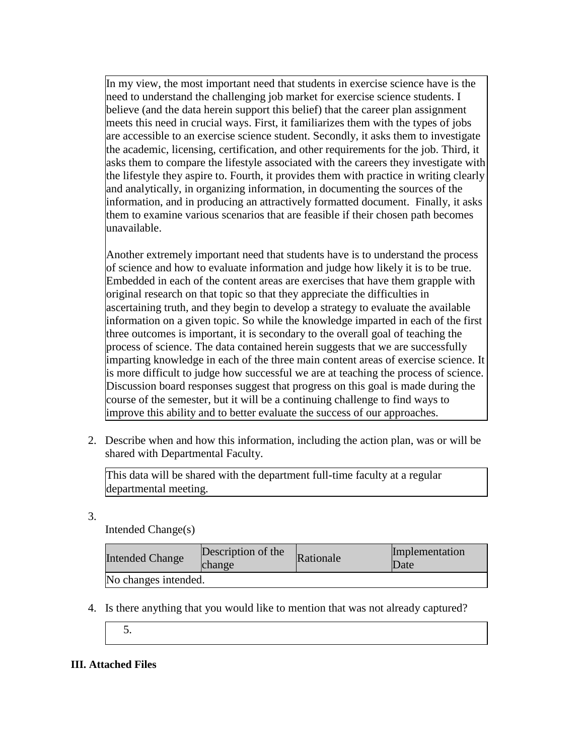In my view, the most important need that students in exercise science have is the need to understand the challenging job market for exercise science students. I believe (and the data herein support this belief) that the career plan assignment meets this need in crucial ways. First, it familiarizes them with the types of jobs are accessible to an exercise science student. Secondly, it asks them to investigate the academic, licensing, certification, and other requirements for the job. Third, it asks them to compare the lifestyle associated with the careers they investigate with the lifestyle they aspire to. Fourth, it provides them with practice in writing clearly and analytically, in organizing information, in documenting the sources of the information, and in producing an attractively formatted document. Finally, it asks them to examine various scenarios that are feasible if their chosen path becomes unavailable.

Another extremely important need that students have is to understand the process of science and how to evaluate information and judge how likely it is to be true. Embedded in each of the content areas are exercises that have them grapple with original research on that topic so that they appreciate the difficulties in ascertaining truth, and they begin to develop a strategy to evaluate the available information on a given topic. So while the knowledge imparted in each of the first three outcomes is important, it is secondary to the overall goal of teaching the process of science. The data contained herein suggests that we are successfully imparting knowledge in each of the three main content areas of exercise science. It is more difficult to judge how successful we are at teaching the process of science. Discussion board responses suggest that progress on this goal is made during the course of the semester, but it will be a continuing challenge to find ways to improve this ability and to better evaluate the success of our approaches.

2. Describe when and how this information, including the action plan, was or will be shared with Departmental Faculty.

This data will be shared with the department full-time faculty at a regular departmental meeting.

3. Intended Change(s)

| Intended Change | Description of the change | Rationale | Implementation Date |
|---|---|---|---|
| No changes intended. | | | |

4. Is there anything that you would like to mention that was not already captured?

5.

**III. Attached Files**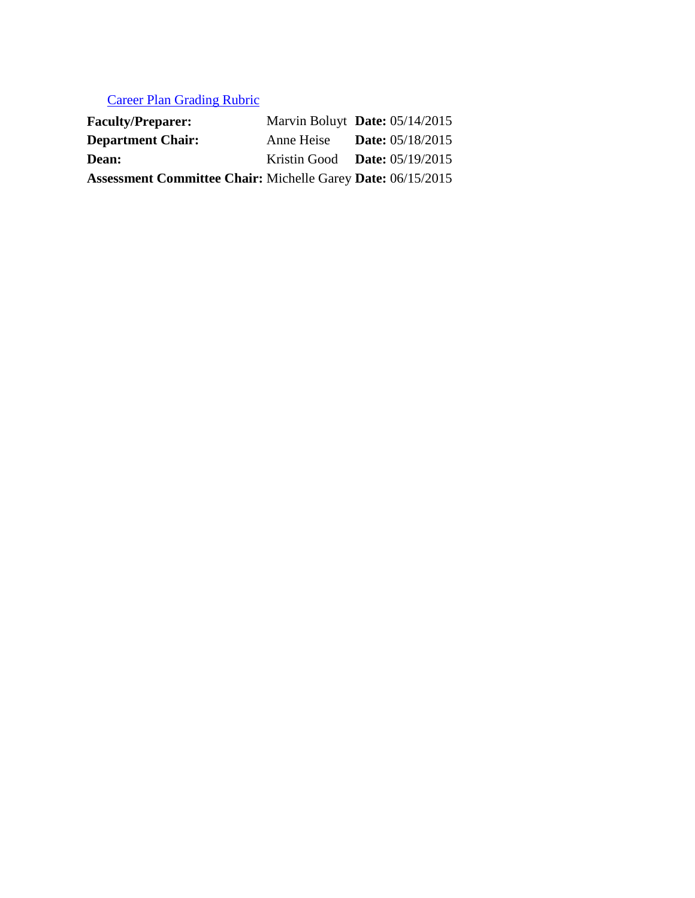[Career Plan Grading Rubric]

| | | | |
|---|---|---|---|
| **Faculty/Preparer:** | Marvin Boluyt | **Date:** | 05/14/2015 |
| **Department Chair:** | Anne Heise | **Date:** | 05/18/2015 |
| **Dean:** | Kristin Good | **Date:** | 05/19/2015 |
| **Assessment Committee Chair:** | Michelle Garey | **Date:** | 06/15/2015 |